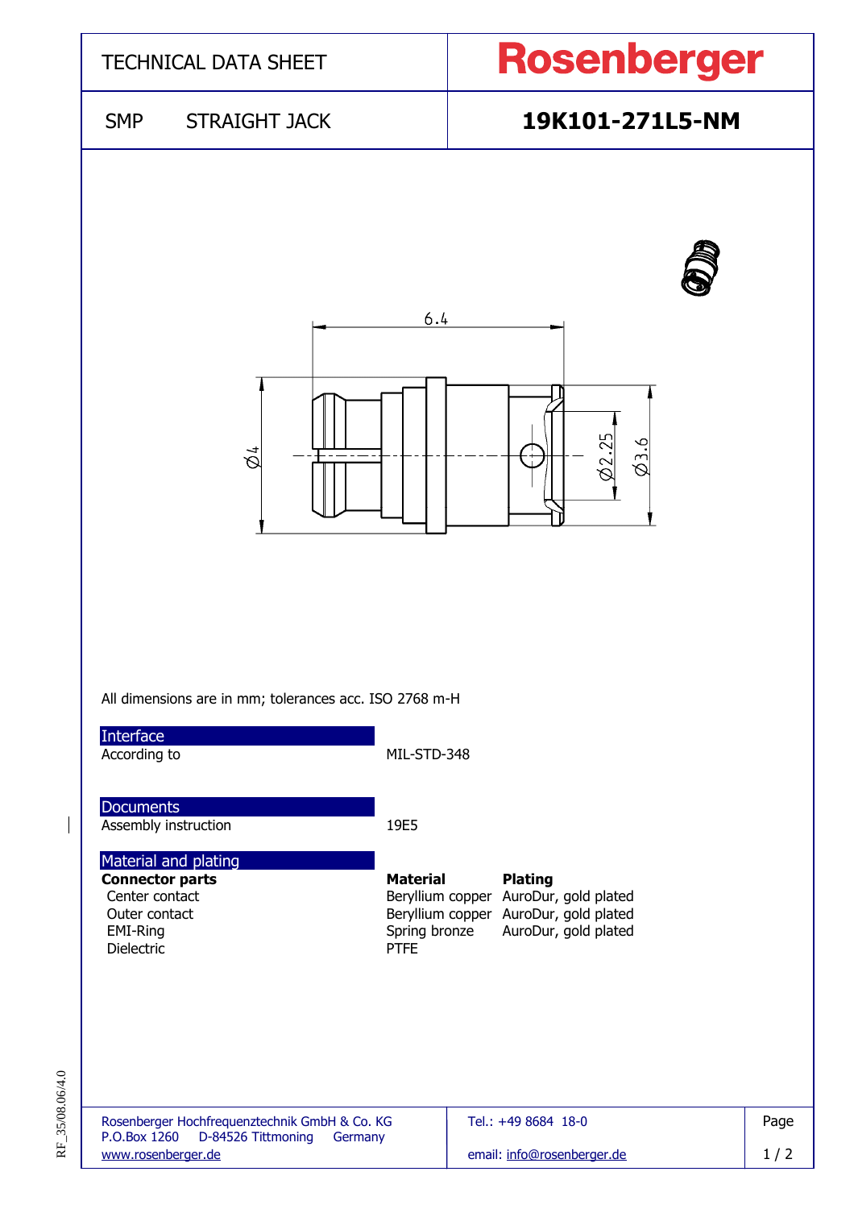# TECHNICAL DATA SHEET

**Rosenberger**

## SMP STRAIGHT JACK

## 19K101-271L5-NM

All dimensions are in mm; tolerances acc. ISO 2768 m-H

### Interface

| | |
|---|---|
| According to | MIL-STD-348 |

### Documents

| | |
|---|---|
| Assembly instruction | 19E5 |

### Material and plating

| **Connector parts** | **Material** | **Plating** |
|---|---|---|
| Center contact | Beryllium copper | AuroDur, gold plated |
| Outer contact | Beryllium copper | AuroDur, gold plated |
| EMI-Ring | Spring bronze | AuroDur, gold plated |
| Dielectric | PTFE | |

Rosenberger Hochfrequenztechnik GmbH & Co. KG
P.O.Box 1260 D-84526 Tittmoning Germany
www.rosenberger.de

Tel.: +49 8684 18-0
email: info@rosenberger.de

RF_35/08.06/4.0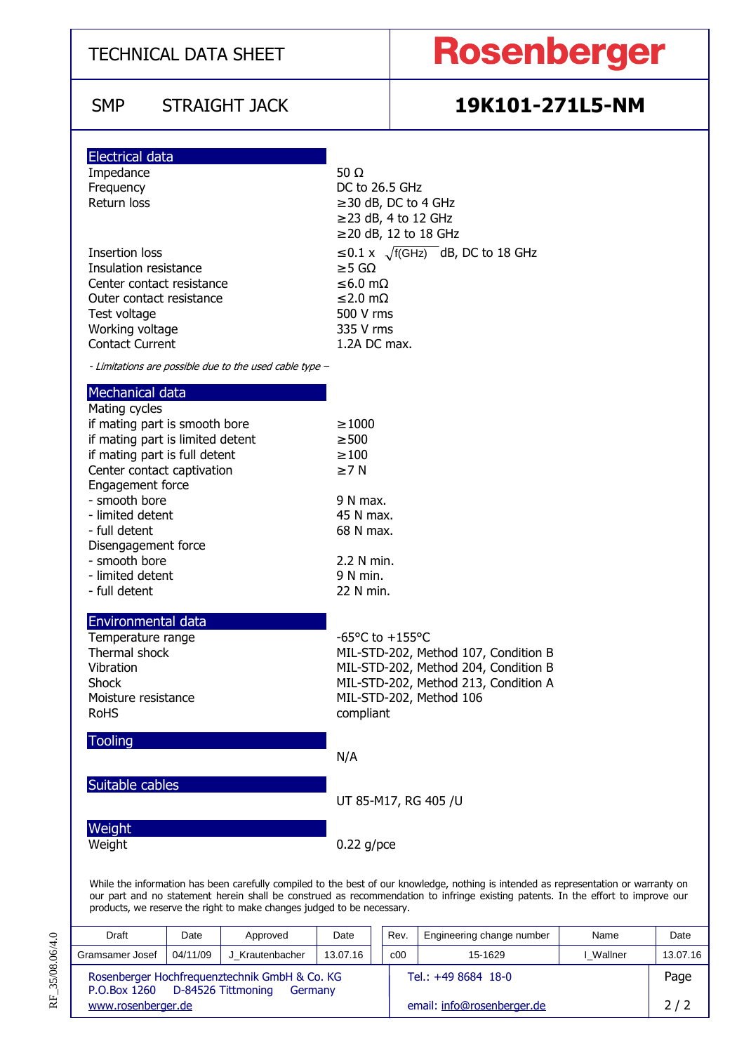TECHNICAL DATA SHEET

**Rosenberger**

SMP STRAIGHT JACK

**19K101-271L5-NM**

## Electrical data

| | |
|---|---|
| Impedance | 50 Ω |
| Frequency | DC to 26.5 GHz |
| Return loss | ≥30 dB, DC to 4 GHz<br>≥23 dB, 4 to 12 GHz<br>≥20 dB, 12 to 18 GHz |
| Insertion loss | ≤0.1 x $\sqrt{f(GHz)}$ dB, DC to 18 GHz |
| Insulation resistance | ≥5 GΩ |
| Center contact resistance | ≤6.0 mΩ |
| Outer contact resistance | ≤2.0 mΩ |
| Test voltage | 500 V rms |
| Working voltage | 335 V rms |
| Contact Current | 1.2A DC max. |

*- Limitations are possible due to the used cable type –*

## Mechanical data

| | |
|---|---|
| Mating cycles | |
| if mating part is smooth bore | ≥1000 |
| if mating part is limited detent | ≥500 |
| if mating part is full detent | ≥100 |
| Center contact captivation | ≥7 N |
| Engagement force | |
| - smooth bore | 9 N max. |
| - limited detent | 45 N max. |
| - full detent | 68 N max. |
| Disengagement force | |
| - smooth bore | 2.2 N min. |
| - limited detent | 9 N min. |
| - full detent | 22 N min. |

## Environmental data

| | |
|---|---|
| Temperature range | -65°C to +155°C |
| Thermal shock | MIL-STD-202, Method 107, Condition B |
| Vibration | MIL-STD-202, Method 204, Condition B |
| Shock | MIL-STD-202, Method 213, Condition A |
| Moisture resistance | MIL-STD-202, Method 106 |
| RoHS | compliant |

## Tooling

N/A

## Suitable cables

UT 85-M17, RG 405 /U

## Weight

| | |
|---|---|
| Weight | 0.22 g/pce |

While the information has been carefully compiled to the best of our knowledge, nothing is intended as representation or warranty on our part and no statement herein shall be construed as recommendation to infringe existing patents. In the effort to improve our products, we reserve the right to make changes judged to be necessary.

| Draft | Date | Approved | Date | Rev. | Engineering change number | Name | Date |
|---|---|---|---|---|---|---|---|
| Gramsamer Josef | 04/11/09 | J_Krautenbacher | 13.07.16 | c00 | 15-1629 | I_Wallner | 13.07.16 |

Rosenberger Hochfrequenztechnik GmbH & Co. KG
P.O.Box 1260 D-84526 Tittmoning Germany
www.rosenberger.de

Tel.: +49 8684 18-0
email: info@rosenberger.de

RF_35/08.06/4.0